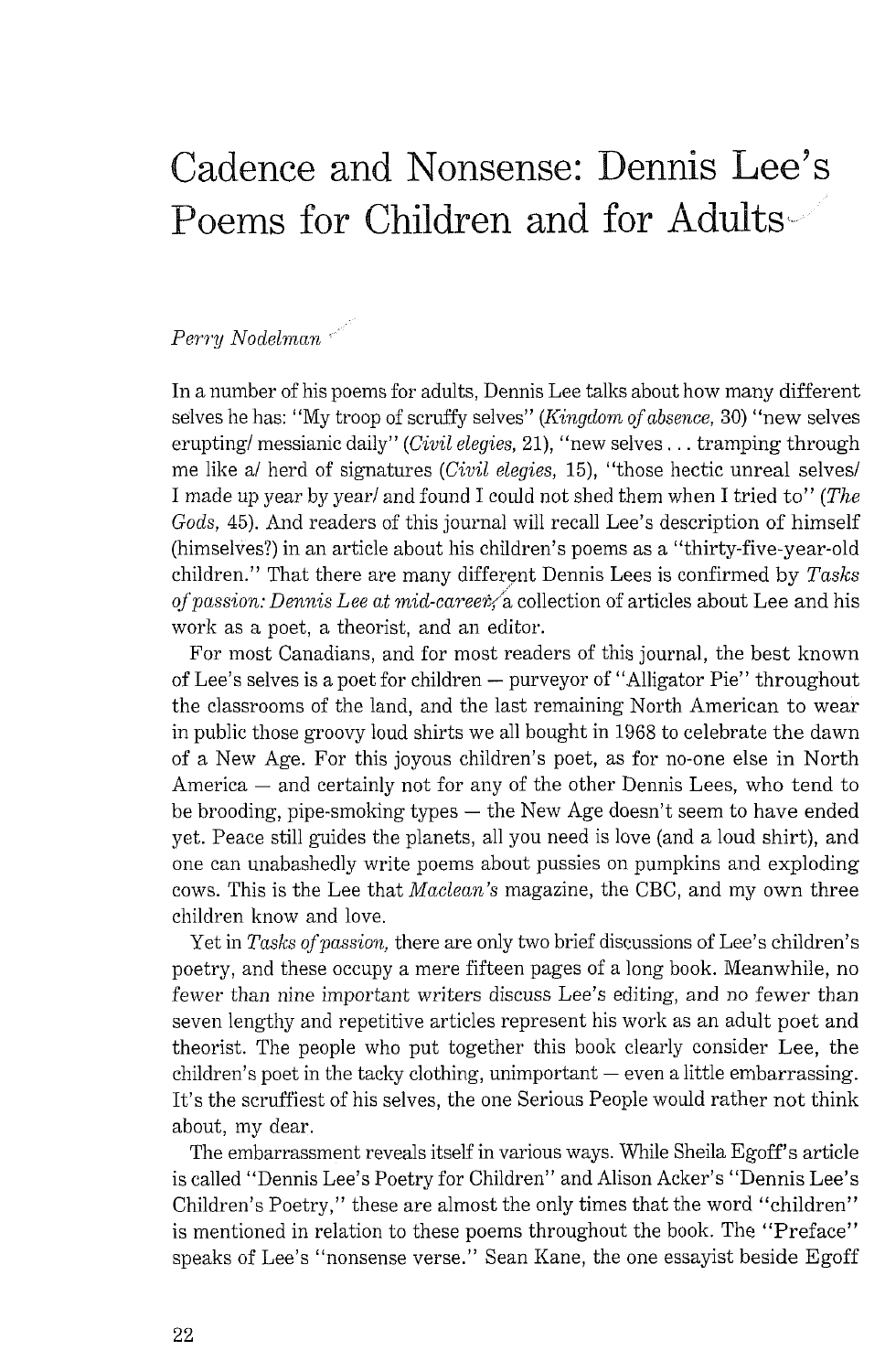# Cadence and Nonsense: Dennis Lee's Poems for Children and for Adults

*Perry Nodelman*

In a number of his poems for adults, Dennis Lee talks about how many different selves he has: "My troop of scruffy selves" (*Kingdom of absence*, 30) "new selves erupting/ messianic daily" (*Civil elegies*, 21), "new selves . . . tramping through me like a/ herd of signatures (*Civil elegies*, 15), "those hectic unreal selves/ I made up year by year/ and found I could not shed them when I tried to" (*The Gods*, 45). And readers of this journal will recall Lee's description of himself (himselves?) in an article about his children's poems as a "thirty-five-year-old children." That there are many different Dennis Lees is confirmed by *Tasks of passion: Dennis Lee at mid-career*, a collection of articles about Lee and his work as a poet, a theorist, and an editor.

For most Canadians, and for most readers of this journal, the best known of Lee's selves is a poet for children — purveyor of "Alligator Pie" throughout the classrooms of the land, and the last remaining North American to wear in public those groovy loud shirts we all bought in 1968 to celebrate the dawn of a New Age. For this joyous children's poet, as for no-one else in North America — and certainly not for any of the other Dennis Lees, who tend to be brooding, pipe-smoking types — the New Age doesn't seem to have ended yet. Peace still guides the planets, all you need is love (and a loud shirt), and one can unabashedly write poems about pussies on pumpkins and exploding cows. This is the Lee that *Maclean's* magazine, the CBC, and my own three children know and love.

Yet in *Tasks of passion*, there are only two brief discussions of Lee's children's poetry, and these occupy a mere fifteen pages of a long book. Meanwhile, no fewer than nine important writers discuss Lee's editing, and no fewer than seven lengthy and repetitive articles represent his work as an adult poet and theorist. The people who put together this book clearly consider Lee, the children's poet in the tacky clothing, unimportant — even a little embarrassing. It's the scruffiest of his selves, the one Serious People would rather not think about, my dear.

The embarrassment reveals itself in various ways. While Sheila Egoff's article is called "Dennis Lee's Poetry for Children" and Alison Acker's "Dennis Lee's Children's Poetry," these are almost the only times that the word "children" is mentioned in relation to these poems throughout the book. The "Preface" speaks of Lee's "nonsense verse." Sean Kane, the one essayist beside Egoff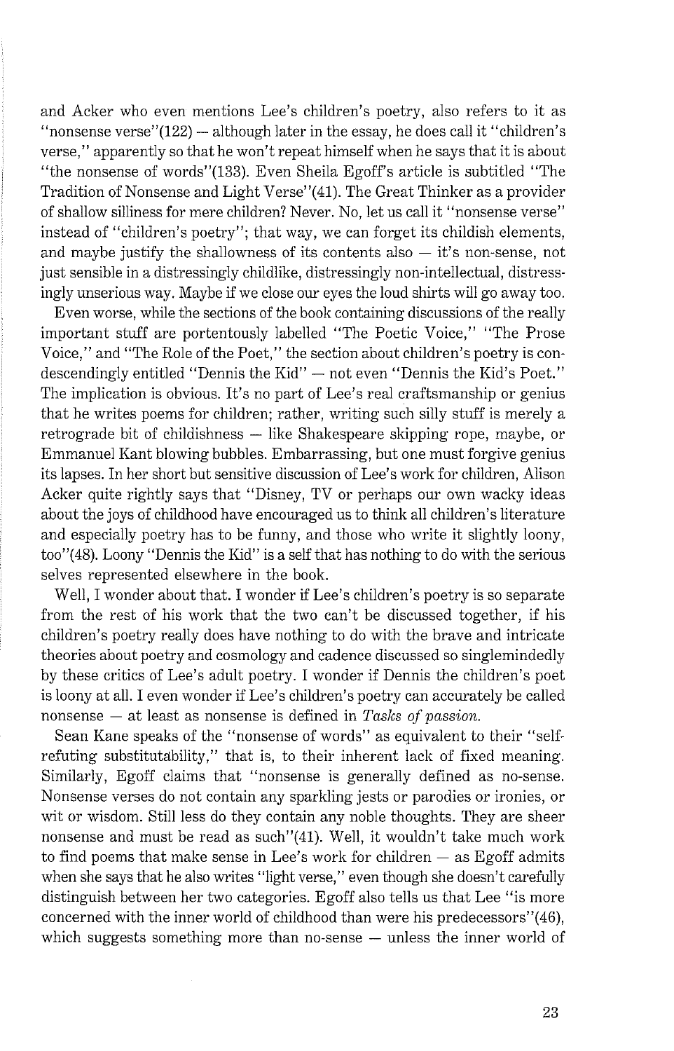and Acker who even mentions Lee's children's poetry, also refers to it as "nonsense verse"(122) — although later in the essay, he does call it "children's verse," apparently so that he won't repeat himself when he says that it is about "the nonsense of words"(133). Even Sheila Egoff's article is subtitled "The Tradition of Nonsense and Light Verse"(41). The Great Thinker as a provider of shallow silliness for mere children? Never. No, let us call it "nonsense verse" instead of "children's poetry"; that way, we can forget its childish elements, and maybe justify the shallowness of its contents also — it's non-sense, not just sensible in a distressingly childlike, distressingly non-intellectual, distressingly unserious way. Maybe if we close our eyes the loud shirts will go away too.

Even worse, while the sections of the book containing discussions of the really important stuff are portentously labelled "The Poetic Voice," "The Prose Voice," and "The Role of the Poet," the section about children's poetry is condescendingly entitled "Dennis the Kid" — not even "Dennis the Kid's Poet." The implication is obvious. It's no part of Lee's real craftsmanship or genius that he writes poems for children; rather, writing such silly stuff is merely a retrograde bit of childishness — like Shakespeare skipping rope, maybe, or Emmanuel Kant blowing bubbles. Embarrassing, but one must forgive genius its lapses. In her short but sensitive discussion of Lee's work for children, Alison Acker quite rightly says that "Disney, TV or perhaps our own wacky ideas about the joys of childhood have encouraged us to think all children's literature and especially poetry has to be funny, and those who write it slightly loony, too"(48). Loony "Dennis the Kid" is a self that has nothing to do with the serious selves represented elsewhere in the book.

Well, I wonder about that. I wonder if Lee's children's poetry is so separate from the rest of his work that the two can't be discussed together, if his children's poetry really does have nothing to do with the brave and intricate theories about poetry and cosmology and cadence discussed so singlemindedly by these critics of Lee's adult poetry. I wonder if Dennis the children's poet is loony at all. I even wonder if Lee's children's poetry can accurately be called nonsense — at least as nonsense is defined in *Tasks of passion.*

Sean Kane speaks of the "nonsense of words" as equivalent to their "self-refuting substitutability," that is, to their inherent lack of fixed meaning. Similarly, Egoff claims that "nonsense is generally defined as no-sense. Nonsense verses do not contain any sparkling jests or parodies or ironies, or wit or wisdom. Still less do they contain any noble thoughts. They are sheer nonsense and must be read as such"(41). Well, it wouldn't take much work to find poems that make sense in Lee's work for children — as Egoff admits when she says that he also writes "light verse," even though she doesn't carefully distinguish between her two categories. Egoff also tells us that Lee "is more concerned with the inner world of childhood than were his predecessors"(46), which suggests something more than no-sense — unless the inner world of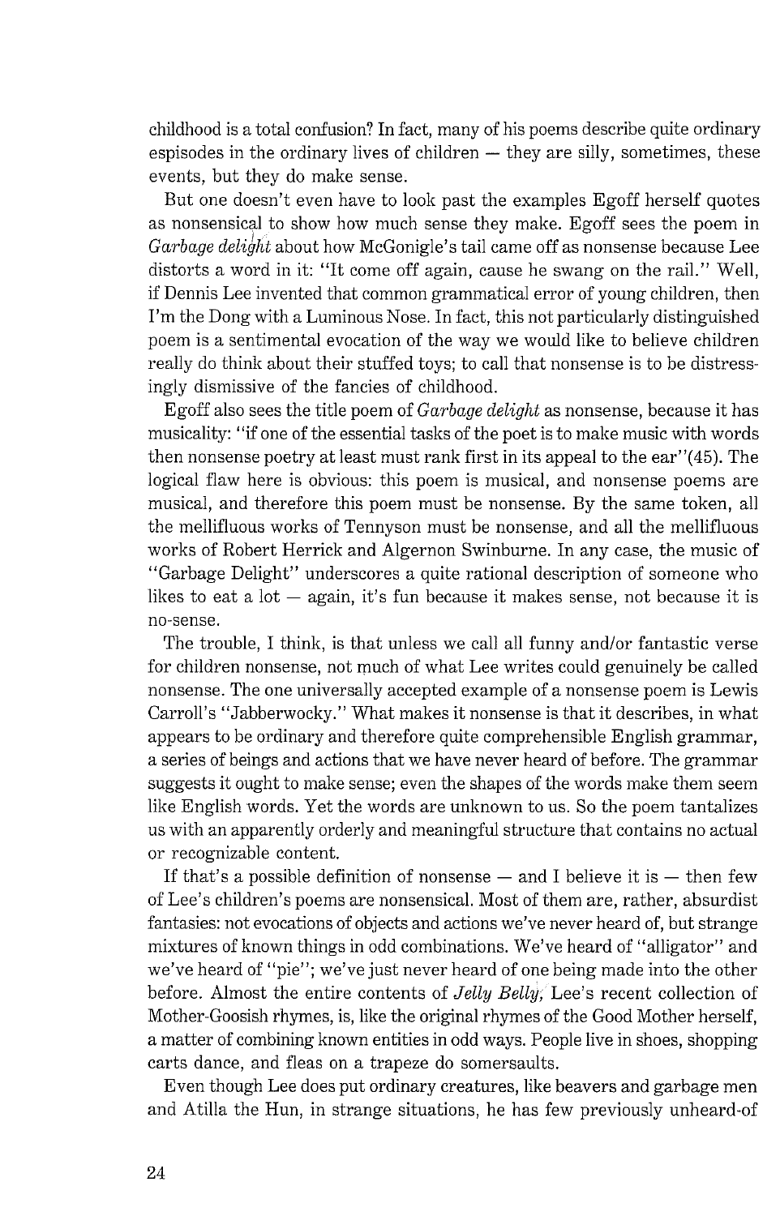childhood is a total confusion? In fact, many of his poems describe quite ordinary espisodes in the ordinary lives of children — they are silly, sometimes, these events, but they do make sense.

But one doesn't even have to look past the examples Egoff herself quotes as nonsensical to show how much sense they make. Egoff sees the poem in *Garbage delight* about how McGonigle's tail came off as nonsense because Lee distorts a word in it: "It come off again, cause he swang on the rail." Well, if Dennis Lee invented that common grammatical error of young children, then I'm the Dong with a Luminous Nose. In fact, this not particularly distinguished poem is a sentimental evocation of the way we would like to believe children really do think about their stuffed toys; to call that nonsense is to be distressingly dismissive of the fancies of childhood.

Egoff also sees the title poem of *Garbage delight* as nonsense, because it has musicality: "if one of the essential tasks of the poet is to make music with words then nonsense poetry at least must rank first in its appeal to the ear"(45). The logical flaw here is obvious: this poem is musical, and nonsense poems are musical, and therefore this poem must be nonsense. By the same token, all the mellifluous works of Tennyson must be nonsense, and all the mellifluous works of Robert Herrick and Algernon Swinburne. In any case, the music of "Garbage Delight" underscores a quite rational description of someone who likes to eat a lot — again, it's fun because it makes sense, not because it is no-sense.

The trouble, I think, is that unless we call all funny and/or fantastic verse for children nonsense, not much of what Lee writes could genuinely be called nonsense. The one universally accepted example of a nonsense poem is Lewis Carroll's "Jabberwocky." What makes it nonsense is that it describes, in what appears to be ordinary and therefore quite comprehensible English grammar, a series of beings and actions that we have never heard of before. The grammar suggests it ought to make sense; even the shapes of the words make them seem like English words. Yet the words are unknown to us. So the poem tantalizes us with an apparently orderly and meaningful structure that contains no actual or recognizable content.

If that's a possible definition of nonsense — and I believe it is — then few of Lee's children's poems are nonsensical. Most of them are, rather, absurdist fantasies: not evocations of objects and actions we've never heard of, but strange mixtures of known things in odd combinations. We've heard of "alligator" and we've heard of "pie"; we've just never heard of one being made into the other before. Almost the entire contents of *Jelly Belly*, Lee's recent collection of Mother-Goosish rhymes, is, like the original rhymes of the Good Mother herself, a matter of combining known entities in odd ways. People live in shoes, shopping carts dance, and fleas on a trapeze do somersaults.

Even though Lee does put ordinary creatures, like beavers and garbage men and Atilla the Hun, in strange situations, he has few previously unheard-of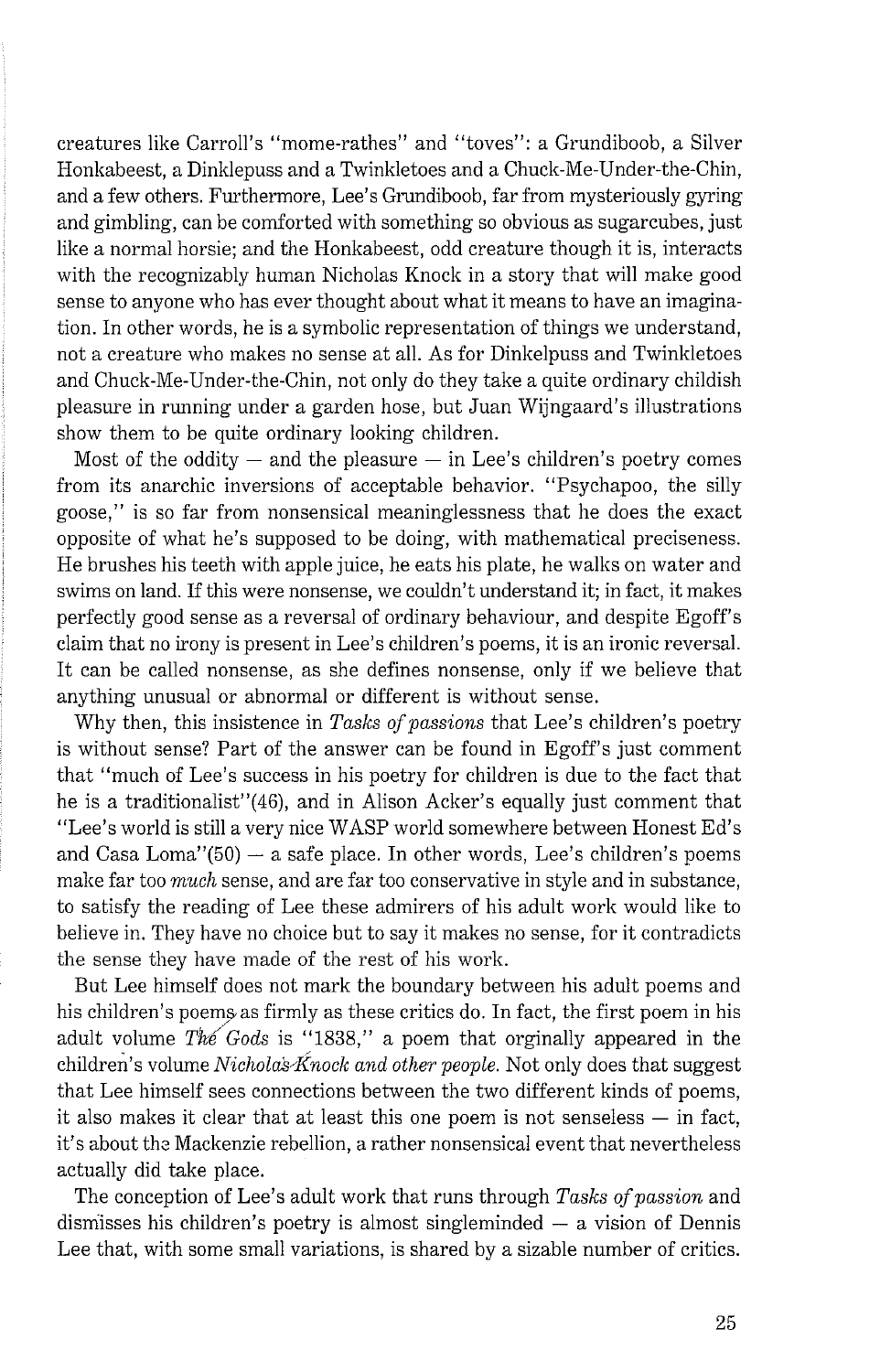creatures like Carroll's "mome-rathes" and "toves": a Grundiboob, a Silver Honkabeest, a Dinklepuss and a Twinkletoes and a Chuck-Me-Under-the-Chin, and a few others. Furthermore, Lee's Grundiboob, far from mysteriously gyring and gimbling, can be comforted with something so obvious as sugarcubes, just like a normal horsie; and the Honkabeest, odd creature though it is, interacts with the recognizably human Nicholas Knock in a story that will make good sense to anyone who has ever thought about what it means to have an imagination. In other words, he is a symbolic representation of things we understand, not a creature who makes no sense at all. As for Dinkelpuss and Twinkletoes and Chuck-Me-Under-the-Chin, not only do they take a quite ordinary childish pleasure in running under a garden hose, but Juan Wijngaard's illustrations show them to be quite ordinary looking children.

Most of the oddity — and the pleasure — in Lee's children's poetry comes from its anarchic inversions of acceptable behavior. "Psychapoo, the silly goose," is so far from nonsensical meaninglessness that he does the exact opposite of what he's supposed to be doing, with mathematical preciseness. He brushes his teeth with apple juice, he eats his plate, he walks on water and swims on land. If this were nonsense, we couldn't understand it; in fact, it makes perfectly good sense as a reversal of ordinary behaviour, and despite Egoff's claim that no irony is present in Lee's children's poems, it is an ironic reversal. It can be called nonsense, as she defines nonsense, only if we believe that anything unusual or abnormal or different is without sense.

Why then, this insistence in *Tasks of passions* that Lee's children's poetry is without sense? Part of the answer can be found in Egoff's just comment that "much of Lee's success in his poetry for children is due to the fact that he is a traditionalist"(46), and in Alison Acker's equally just comment that "Lee's world is still a very nice WASP world somewhere between Honest Ed's and Casa Loma"(50) — a safe place. In other words, Lee's children's poems make far too *much* sense, and are far too conservative in style and in substance, to satisfy the reading of Lee these admirers of his adult work would like to believe in. They have no choice but to say it makes no sense, for it contradicts the sense they have made of the rest of his work.

But Lee himself does not mark the boundary between his adult poems and his children's poems as firmly as these critics do. In fact, the first poem in his adult volume *The Gods* is "1838," a poem that orginally appeared in the children's volume *Nicholas Knock and other people.* Not only does that suggest that Lee himself sees connections between the two different kinds of poems, it also makes it clear that at least this one poem is not senseless — in fact, it's about the Mackenzie rebellion, a rather nonsensical event that nevertheless actually did take place.

The conception of Lee's adult work that runs through *Tasks of passion* and dismisses his children's poetry is almost singleminded — a vision of Dennis Lee that, with some small variations, is shared by a sizable number of critics.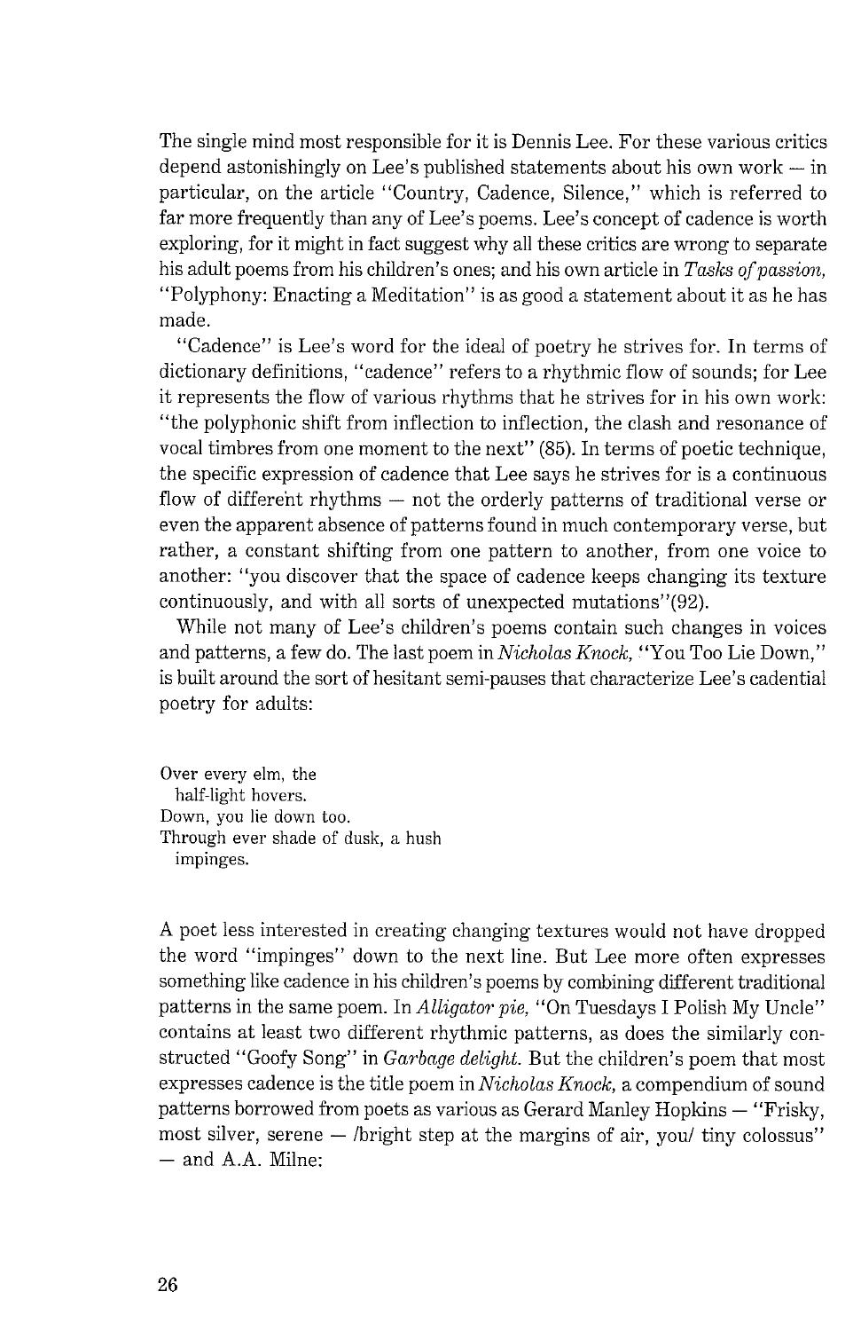The single mind most responsible for it is Dennis Lee. For these various critics depend astonishingly on Lee's published statements about his own work — in particular, on the article "Country, Cadence, Silence," which is referred to far more frequently than any of Lee's poems. Lee's concept of cadence is worth exploring, for it might in fact suggest why all these critics are wrong to separate his adult poems from his children's ones; and his own article in *Tasks of passion,* "Polyphony: Enacting a Meditation" is as good a statement about it as he has made.

"Cadence" is Lee's word for the ideal of poetry he strives for. In terms of dictionary definitions, "cadence" refers to a rhythmic flow of sounds; for Lee it represents the flow of various rhythms that he strives for in his own work: "the polyphonic shift from inflection to inflection, the clash and resonance of vocal timbres from one moment to the next" (85). In terms of poetic technique, the specific expression of cadence that Lee says he strives for is a continuous flow of different rhythms — not the orderly patterns of traditional verse or even the apparent absence of patterns found in much contemporary verse, but rather, a constant shifting from one pattern to another, from one voice to another: "you discover that the space of cadence keeps changing its texture continuously, and with all sorts of unexpected mutations"(92).

While not many of Lee's children's poems contain such changes in voices and patterns, a few do. The last poem in *Nicholas Knock,* "You Too Lie Down," is built around the sort of hesitant semi-pauses that characterize Lee's cadential poetry for adults:

Over every elm, the
  half-light hovers.
Down, you lie down too.
Through ever shade of dusk, a hush
  impinges.

A poet less interested in creating changing textures would not have dropped the word "impinges" down to the next line. But Lee more often expresses something like cadence in his children's poems by combining different traditional patterns in the same poem. In *Alligator pie,* "On Tuesdays I Polish My Uncle" contains at least two different rhythmic patterns, as does the similarly constructed "Goofy Song" in *Garbage delight.* But the children's poem that most expresses cadence is the title poem in *Nicholas Knock,* a compendium of sound patterns borrowed from poets as various as Gerard Manley Hopkins — "Frisky, most silver, serene — /bright step at the margins of air, you/ tiny colossus" — and A.A. Milne: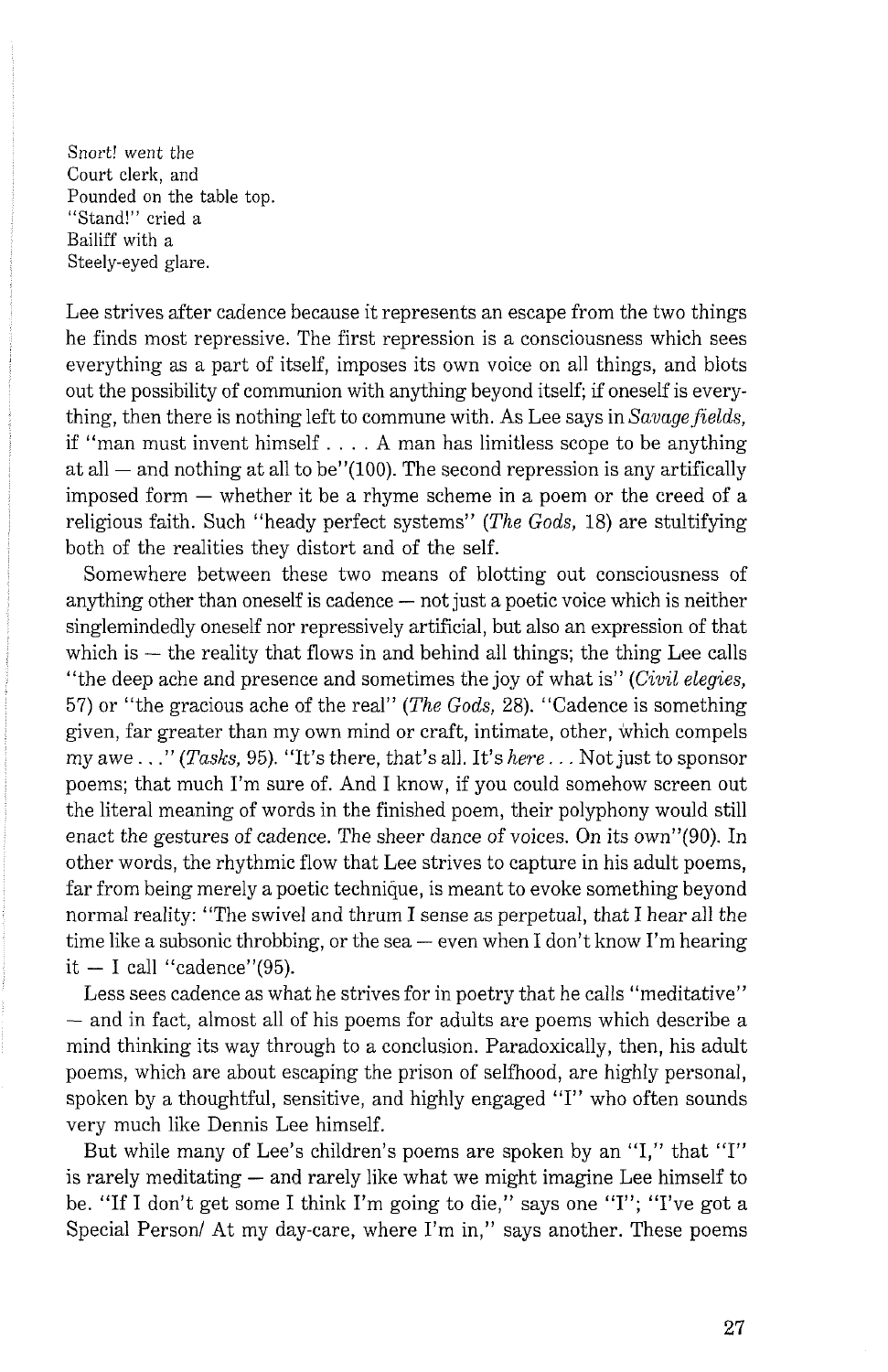Snort! went the  
Court clerk, and  
Pounded on the table top.  
"Stand!" cried a  
Bailiff with a  
Steely-eyed glare.

Lee strives after cadence because it represents an escape from the two things he finds most repressive. The first repression is a consciousness which sees everything as a part of itself, imposes its own voice on all things, and blots out the possibility of communion with anything beyond itself; if oneself is everything, then there is nothing left to commune with. As Lee says in *Savage fields*, if "man must invent himself . . . . A man has limitless scope to be anything at all — and nothing at all to be"(100). The second repression is any artifically imposed form — whether it be a rhyme scheme in a poem or the creed of a religious faith. Such "heady perfect systems" (*The Gods*, 18) are stultifying both of the realities they distort and of the self.

Somewhere between these two means of blotting out consciousness of anything other than oneself is cadence — not just a poetic voice which is neither singlemindedly oneself nor repressively artificial, but also an expression of that which is — the reality that flows in and behind all things; the thing Lee calls "the deep ache and presence and sometimes the joy of what is" (*Civil elegies*, 57) or "the gracious ache of the real" (*The Gods*, 28). "Cadence is something given, far greater than my own mind or craft, intimate, other, which compels my awe . . ." (*Tasks*, 95). "It's there, that's all. It's *here* . . . Not just to sponsor poems; that much I'm sure of. And I know, if you could somehow screen out the literal meaning of words in the finished poem, their polyphony would still enact the gestures of cadence. The sheer dance of voices. On its own"(90). In other words, the rhythmic flow that Lee strives to capture in his adult poems, far from being merely a poetic technique, is meant to evoke something beyond normal reality: "The swivel and thrum I sense as perpetual, that I hear all the time like a subsonic throbbing, or the sea — even when I don't know I'm hearing it — I call "cadence"(95).

Less sees cadence as what he strives for in poetry that he calls "meditative" — and in fact, almost all of his poems for adults are poems which describe a mind thinking its way through to a conclusion. Paradoxically, then, his adult poems, which are about escaping the prison of selfhood, are highly personal, spoken by a thoughtful, sensitive, and highly engaged "I" who often sounds very much like Dennis Lee himself.

But while many of Lee's children's poems are spoken by an "I," that "I" is rarely meditating — and rarely like what we might imagine Lee himself to be. "If I don't get some I think I'm going to die," says one "I"; "I've got a Special Person/ At my day-care, where I'm in," says another. These poems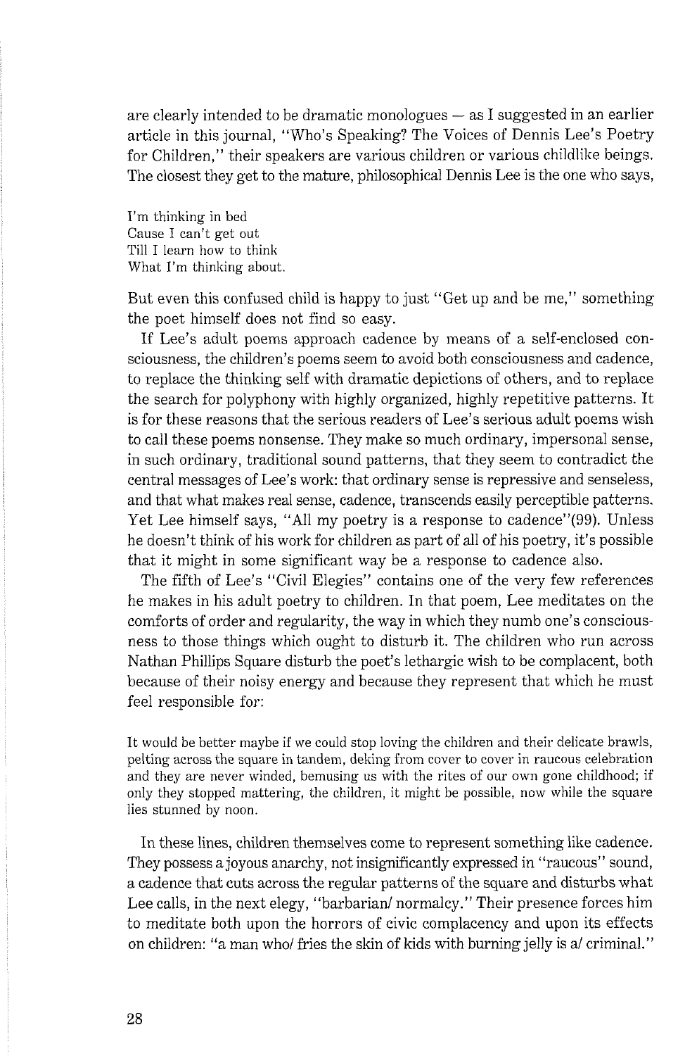are clearly intended to be dramatic monologues — as I suggested in an earlier article in this journal, "Who's Speaking? The Voices of Dennis Lee's Poetry for Children," their speakers are various children or various childlike beings. The closest they get to the mature, philosophical Dennis Lee is the one who says,

> I'm thinking in bed
> Cause I can't get out
> Till I learn how to think
> What I'm thinking about.

But even this confused child is happy to just "Get up and be me," something the poet himself does not find so easy.

If Lee's adult poems approach cadence by means of a self-enclosed consciousness, the children's poems seem to avoid both consciousness and cadence, to replace the thinking self with dramatic depictions of others, and to replace the search for polyphony with highly organized, highly repetitive patterns. It is for these reasons that the serious readers of Lee's serious adult poems wish to call these poems nonsense. They make so much ordinary, impersonal sense, in such ordinary, traditional sound patterns, that they seem to contradict the central messages of Lee's work: that ordinary sense is repressive and senseless, and that what makes real sense, cadence, transcends easily perceptible patterns. Yet Lee himself says, "All my poetry is a response to cadence"(99). Unless he doesn't think of his work for children as part of all of his poetry, it's possible that it might in some significant way be a response to cadence also.

The fifth of Lee's "Civil Elegies" contains one of the very few references he makes in his adult poetry to children. In that poem, Lee meditates on the comforts of order and regularity, the way in which they numb one's consciousness to those things which ought to disturb it. The children who run across Nathan Phillips Square disturb the poet's lethargic wish to be complacent, both because of their noisy energy and because they represent that which he must feel responsible for:

> It would be better maybe if we could stop loving the children and their delicate brawls, pelting across the square in tandem, deking from cover to cover in raucous celebration and they are never winded, bemusing us with the rites of our own gone childhood; if only they stopped mattering, the children, it might be possible, now while the square lies stunned by noon.

In these lines, children themselves come to represent something like cadence. They possess a joyous anarchy, not insignificantly expressed in "raucous" sound, a cadence that cuts across the regular patterns of the square and disturbs what Lee calls, in the next elegy, "barbarian/ normalcy." Their presence forces him to meditate both upon the horrors of civic complacency and upon its effects on children: "a man who/ fries the skin of kids with burning jelly is a/ criminal."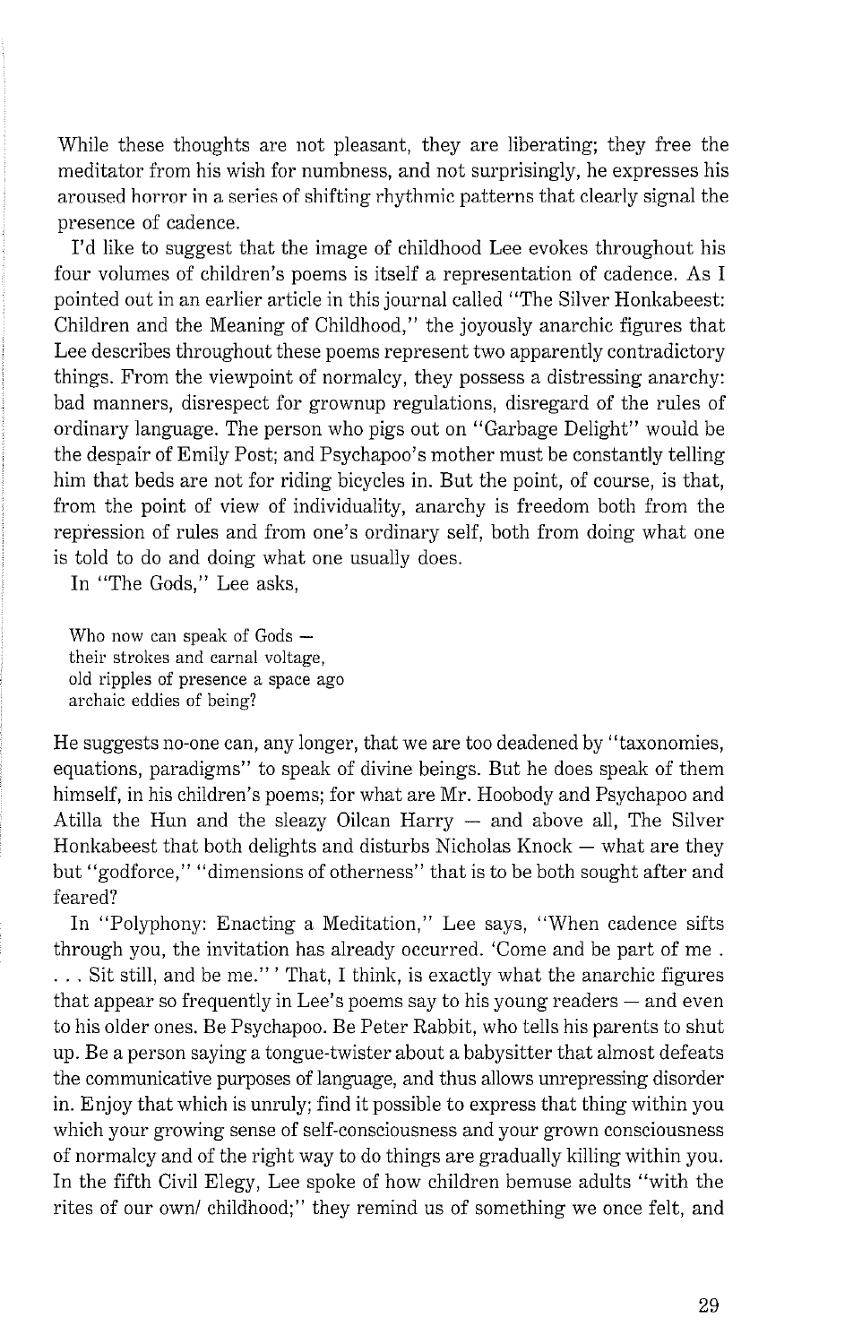While these thoughts are not pleasant, they are liberating; they free the meditator from his wish for numbness, and not surprisingly, he expresses his aroused horror in a series of shifting rhythmic patterns that clearly signal the presence of cadence.

I'd like to suggest that the image of childhood Lee evokes throughout his four volumes of children's poems is itself a representation of cadence. As I pointed out in an earlier article in this journal called "The Silver Honkabeest: Children and the Meaning of Childhood," the joyously anarchic figures that Lee describes throughout these poems represent two apparently contradictory things. From the viewpoint of normalcy, they possess a distressing anarchy: bad manners, disrespect for grownup regulations, disregard of the rules of ordinary language. The person who pigs out on "Garbage Delight" would be the despair of Emily Post; and Psychapoo's mother must be constantly telling him that beds are not for riding bicycles in. But the point, of course, is that, from the point of view of individuality, anarchy is freedom both from the repression of rules and from one's ordinary self, both from doing what one is told to do and doing what one usually does.

In "The Gods," Lee asks,

> Who now can speak of Gods —
> their strokes and carnal voltage,
> old ripples of presence a space ago
> archaic eddies of being?

He suggests no-one can, any longer, that we are too deadened by "taxonomies, equations, paradigms" to speak of divine beings. But he does speak of them himself, in his children's poems; for what are Mr. Hoobody and Psychapoo and Atilla the Hun and the sleazy Oilcan Harry — and above all, The Silver Honkabeest that both delights and disturbs Nicholas Knock — what are they but "godforce," "dimensions of otherness" that is to be both sought after and feared?

In "Polyphony: Enacting a Meditation," Lee says, "When cadence sifts through you, the invitation has already occurred. 'Come and be part of me . . . . Sit still, and be me." ' That, I think, is exactly what the anarchic figures that appear so frequently in Lee's poems say to his young readers — and even to his older ones. Be Psychapoo. Be Peter Rabbit, who tells his parents to shut up. Be a person saying a tongue-twister about a babysitter that almost defeats the communicative purposes of language, and thus allows unrepressing disorder in. Enjoy that which is unruly; find it possible to express that thing within you which your growing sense of self-consciousness and your grown consciousness of normalcy and of the right way to do things are gradually killing within you. In the fifth Civil Elegy, Lee spoke of how children bemuse adults "with the rites of our own/ childhood;" they remind us of something we once felt, and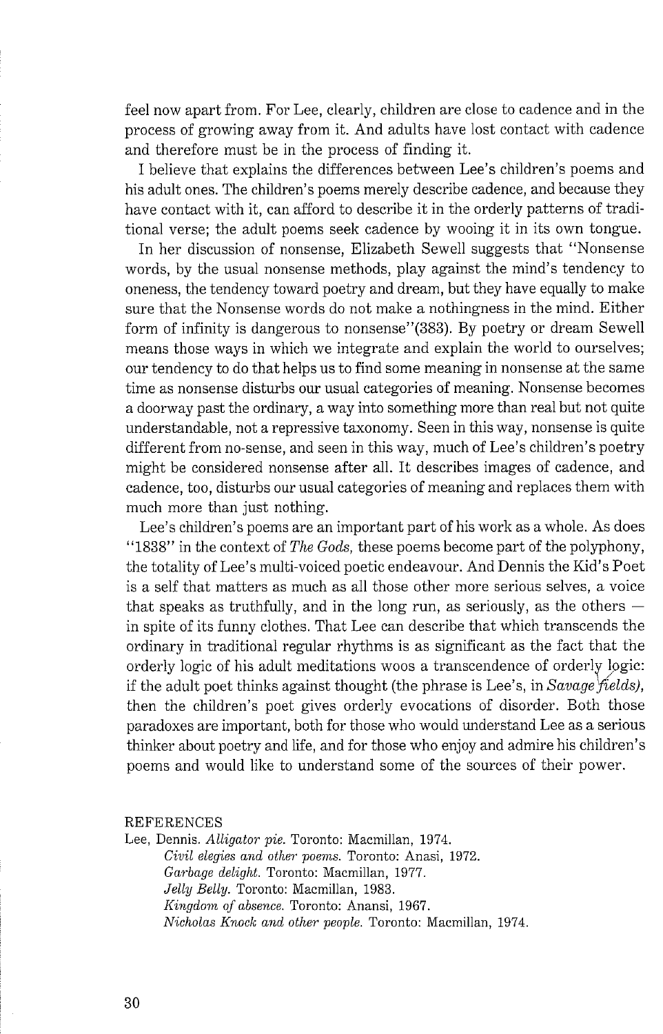feel now apart from. For Lee, clearly, children are close to cadence and in the process of growing away from it. And adults have lost contact with cadence and therefore must be in the process of finding it.

I believe that explains the differences between Lee's children's poems and his adult ones. The children's poems merely describe cadence, and because they have contact with it, can afford to describe it in the orderly patterns of traditional verse; the adult poems seek cadence by wooing it in its own tongue.

In her discussion of nonsense, Elizabeth Sewell suggests that "Nonsense words, by the usual nonsense methods, play against the mind's tendency to oneness, the tendency toward poetry and dream, but they have equally to make sure that the Nonsense words do not make a nothingness in the mind. Either form of infinity is dangerous to nonsense"(383). By poetry or dream Sewell means those ways in which we integrate and explain the world to ourselves; our tendency to do that helps us to find some meaning in nonsense at the same time as nonsense disturbs our usual categories of meaning. Nonsense becomes a doorway past the ordinary, a way into something more than real but not quite understandable, not a repressive taxonomy. Seen in this way, nonsense is quite different from no-sense, and seen in this way, much of Lee's children's poetry might be considered nonsense after all. It describes images of cadence, and cadence, too, disturbs our usual categories of meaning and replaces them with much more than just nothing.

Lee's children's poems are an important part of his work as a whole. As does "1838" in the context of *The Gods*, these poems become part of the polyphony, the totality of Lee's multi-voiced poetic endeavour. And Dennis the Kid's Poet is a self that matters as much as all those other more serious selves, a voice that speaks as truthfully, and in the long run, as seriously, as the others — in spite of its funny clothes. That Lee can describe that which transcends the ordinary in traditional regular rhythms is as significant as the fact that the orderly logic of his adult meditations woos a transcendence of orderly logic: if the adult poet thinks against thought (the phrase is Lee's, in *Savage fields)*, then the children's poet gives orderly evocations of disorder. Both those paradoxes are important, both for those who would understand Lee as a serious thinker about poetry and life, and for those who enjoy and admire his children's poems and would like to understand some of the sources of their power.

REFERENCES

Lee, Dennis. *Alligator pie.* Toronto: Macmillan, 1974.

*Civil elegies and other poems.* Toronto: Anasi, 1972.

*Garbage delight.* Toronto: Macmillan, 1977.

*Jelly Belly.* Toronto: Macmillan, 1983.

*Kingdom of absence.* Toronto: Anansi, 1967.

*Nicholas Knock and other people.* Toronto: Macmillan, 1974.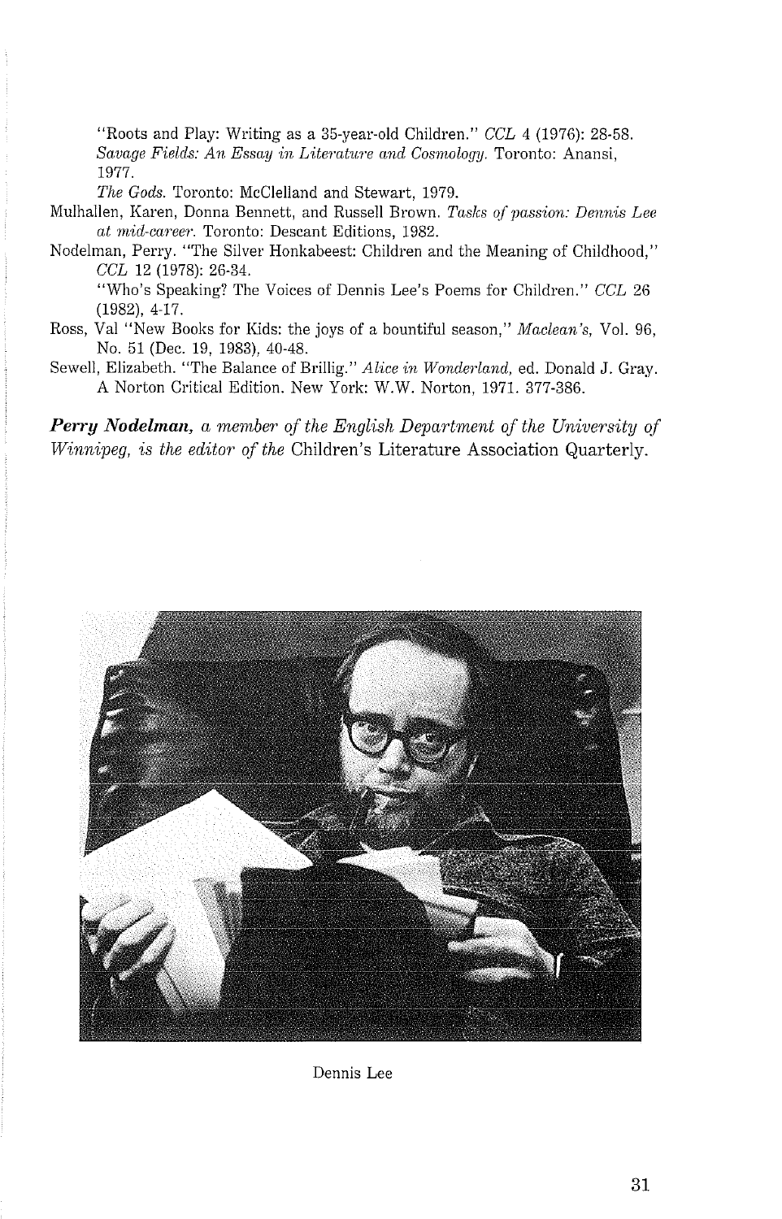"Roots and Play: Writing as a 35-year-old Children." *CCL* 4 (1976): 28-58.
*Savage Fields: An Essay in Literature and Cosmology.* Toronto: Anansi, 1977.
*The Gods.* Toronto: McClelland and Stewart, 1979.

Mulhallen, Karen, Donna Bennett, and Russell Brown. *Tasks of passion: Dennis Lee at mid-career.* Toronto: Descant Editions, 1982.

Nodelman, Perry. "The Silver Honkabeest: Children and the Meaning of Childhood," *CCL* 12 (1978): 26-34.
"Who's Speaking? The Voices of Dennis Lee's Poems for Children." *CCL* 26 (1982), 4-17.

Ross, Val "New Books for Kids: the joys of a bountiful season," *Maclean's,* Vol. 96, No. 51 (Dec. 19, 1983), 40-48.

Sewell, Elizabeth. "The Balance of Brillig." *Alice in Wonderland,* ed. Donald J. Gray. A Norton Critical Edition. New York: W.W. Norton, 1971. 377-386.

***Perry Nodelman,*** *a member of the English Department of the University of Winnipeg, is the editor of the* Children's Literature Association Quarterly.

Dennis Lee